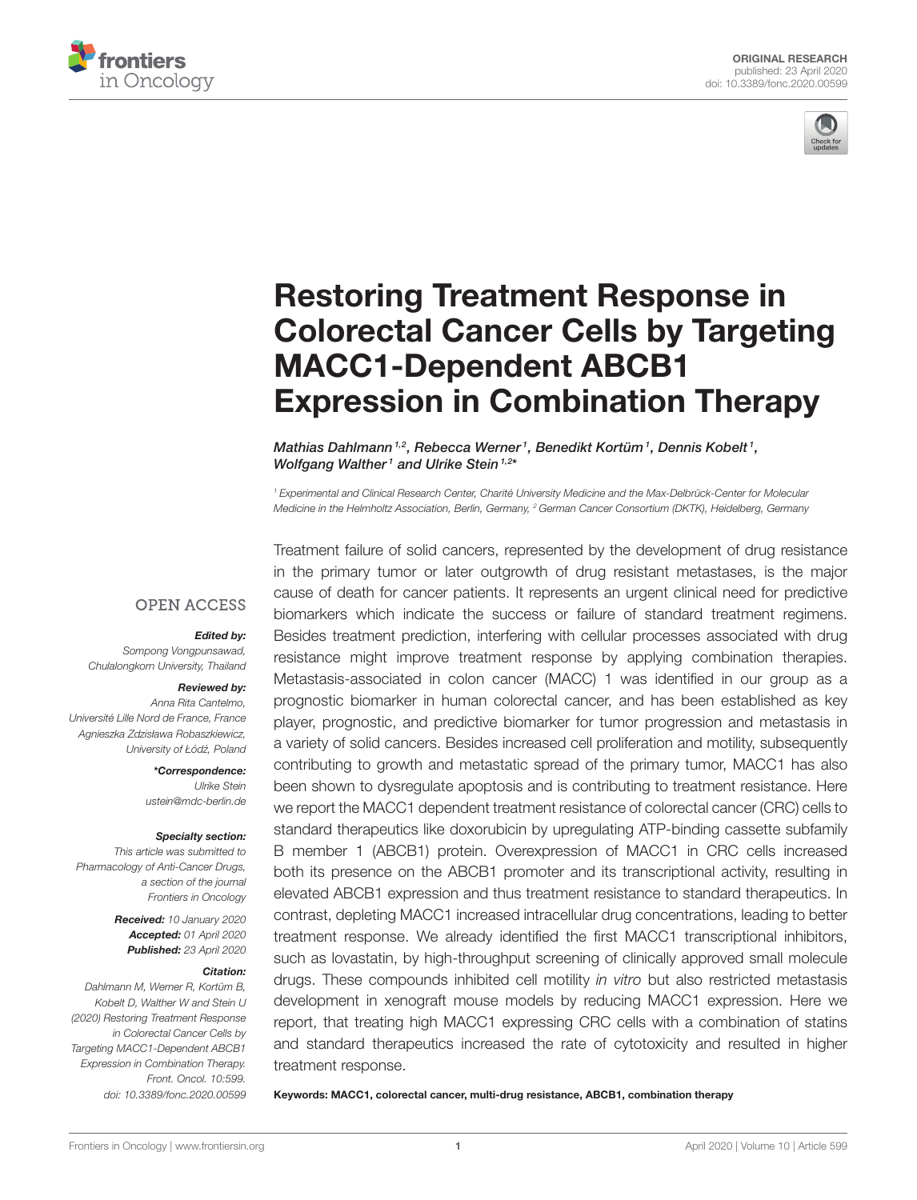ORIGINAL RESEARCH
published: 23 April 2020
doi: 10.3389/fonc.2020.00599

# Restoring Treatment Response in Colorectal Cancer Cells by Targeting MACC1-Dependent ABCB1 Expression in Combination Therapy

*Mathias Dahlmann[1,2], Rebecca Werner[1], Benedikt Kortüm[1], Dennis Kobelt[1], Wolfgang Walther[1] and Ulrike Stein[1,2]**

[1] Experimental and Clinical Research Center, Charité University Medicine and the Max-Delbrück-Center for Molecular Medicine in the Helmholtz Association, Berlin, Germany, [2] German Cancer Consortium (DKTK), Heidelberg, Germany

OPEN ACCESS

***Edited by:***
*Sompong Vongpunsawad, Chulalongkorn University, Thailand*

***Reviewed by:***
*Anna Rita Cantelmo, Université Lille Nord de France, France*
*Agnieszka Zdzisława Robaszkiewicz, University of Łódź, Poland*

***\*Correspondence:***
*Ulrike Stein*
*ustein@mdc-berlin.de*

***Specialty section:***
*This article was submitted to Pharmacology of Anti-Cancer Drugs, a section of the journal Frontiers in Oncology*

***Received:** 10 January 2020*
***Accepted:** 01 April 2020*
***Published:** 23 April 2020*

***Citation:***
*Dahlmann M, Werner R, Kortüm B, Kobelt D, Walther W and Stein U (2020) Restoring Treatment Response in Colorectal Cancer Cells by Targeting MACC1-Dependent ABCB1 Expression in Combination Therapy. Front. Oncol. 10:599. doi: 10.3389/fonc.2020.00599*

Treatment failure of solid cancers, represented by the development of drug resistance in the primary tumor or later outgrowth of drug resistant metastases, is the major cause of death for cancer patients. It represents an urgent clinical need for predictive biomarkers which indicate the success or failure of standard treatment regimens. Besides treatment prediction, interfering with cellular processes associated with drug resistance might improve treatment response by applying combination therapies. Metastasis-associated in colon cancer (MACC) 1 was identified in our group as a prognostic biomarker in human colorectal cancer, and has been established as key player, prognostic, and predictive biomarker for tumor progression and metastasis in a variety of solid cancers. Besides increased cell proliferation and motility, subsequently contributing to growth and metastatic spread of the primary tumor, MACC1 has also been shown to dysregulate apoptosis and is contributing to treatment resistance. Here we report the MACC1 dependent treatment resistance of colorectal cancer (CRC) cells to standard therapeutics like doxorubicin by upregulating ATP-binding cassette subfamily B member 1 (ABCB1) protein. Overexpression of MACC1 in CRC cells increased both its presence on the ABCB1 promoter and its transcriptional activity, resulting in elevated ABCB1 expression and thus treatment resistance to standard therapeutics. In contrast, depleting MACC1 increased intracellular drug concentrations, leading to better treatment response. We already identified the first MACC1 transcriptional inhibitors, such as lovastatin, by high-throughput screening of clinically approved small molecule drugs. These compounds inhibited cell motility *in vitro* but also restricted metastasis development in xenograft mouse models by reducing MACC1 expression. Here we report, that treating high MACC1 expressing CRC cells with a combination of statins and standard therapeutics increased the rate of cytotoxicity and resulted in higher treatment response.

**Keywords: MACC1, colorectal cancer, multi-drug resistance, ABCB1, combination therapy**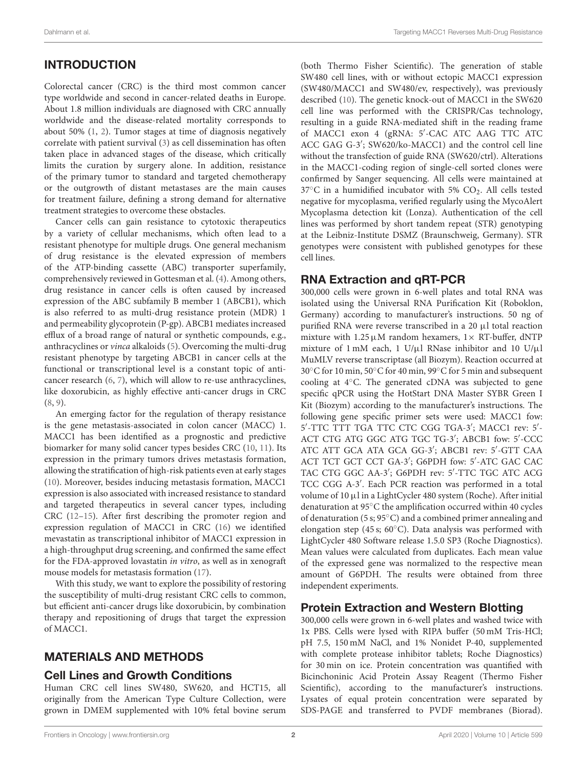## INTRODUCTION

Colorectal cancer (CRC) is the third most common cancer type worldwide and second in cancer-related deaths in Europe. About 1.8 million individuals are diagnosed with CRC annually worldwide and the disease-related mortality corresponds to about 50% (1, 2). Tumor stages at time of diagnosis negatively correlate with patient survival (3) as cell dissemination has often taken place in advanced stages of the disease, which critically limits the curation by surgery alone. In addition, resistance of the primary tumor to standard and targeted chemotherapy or the outgrowth of distant metastases are the main causes for treatment failure, defining a strong demand for alternative treatment strategies to overcome these obstacles.

Cancer cells can gain resistance to cytotoxic therapeutics by a variety of cellular mechanisms, which often lead to a resistant phenotype for multiple drugs. One general mechanism of drug resistance is the elevated expression of members of the ATP-binding cassette (ABC) transporter superfamily, comprehensively reviewed in Gottesman et al. (4). Among others, drug resistance in cancer cells is often caused by increased expression of the ABC subfamily B member 1 (ABCB1), which is also referred to as multi-drug resistance protein (MDR) 1 and permeability glycoprotein (P-gp). ABCB1 mediates increased efflux of a broad range of natural or synthetic compounds, e.g., anthracyclines or *vinca* alkaloids (5). Overcoming the multi-drug resistant phenotype by targeting ABCB1 in cancer cells at the functional or transcriptional level is a constant topic of anti-cancer research (6, 7), which will allow to re-use anthracyclines, like doxorubicin, as highly effective anti-cancer drugs in CRC (8, 9).

An emerging factor for the regulation of therapy resistance is the gene metastasis-associated in colon cancer (MACC) 1. MACC1 has been identified as a prognostic and predictive biomarker for many solid cancer types besides CRC (10, 11). Its expression in the primary tumors drives metastasis formation, allowing the stratification of high-risk patients even at early stages (10). Moreover, besides inducing metastasis formation, MACC1 expression is also associated with increased resistance to standard and targeted therapeutics in several cancer types, including CRC (12–15). After first describing the promoter region and expression regulation of MACC1 in CRC (16) we identified mevastatin as transcriptional inhibitor of MACC1 expression in a high-throughput drug screening, and confirmed the same effect for the FDA-approved lovastatin *in vitro*, as well as in xenograft mouse models for metastasis formation (17).

With this study, we want to explore the possibility of restoring the susceptibility of multi-drug resistant CRC cells to common, but efficient anti-cancer drugs like doxorubicin, by combination therapy and repositioning of drugs that target the expression of MACC1.

## MATERIALS AND METHODS

### Cell Lines and Growth Conditions

Human CRC cell lines SW480, SW620, and HCT15, all originally from the American Type Culture Collection, were grown in DMEM supplemented with 10% fetal bovine serum (both Thermo Fisher Scientific). The generation of stable SW480 cell lines, with or without ectopic MACC1 expression (SW480/MACC1 and SW480/ev, respectively), was previously described (10). The genetic knock-out of MACC1 in the SW620 cell line was performed with the CRISPR/Cas technology, resulting in a guide RNA-mediated shift in the reading frame of MACC1 exon 4 (gRNA: 5′-CAC ATC AAG TTC ATC ACC GAG G-3′; SW620/ko-MACC1) and the control cell line without the transfection of guide RNA (SW620/ctrl). Alterations in the MACC1-coding region of single-cell sorted clones were confirmed by Sanger sequencing. All cells were maintained at 37°C in a humidified incubator with 5% $CO_2$. All cells tested negative for mycoplasma, verified regularly using the MycoAlert Mycoplasma detection kit (Lonza). Authentication of the cell lines was performed by short tandem repeat (STR) genotyping at the Leibniz-Institute DSMZ (Braunschweig, Germany). STR genotypes were consistent with published genotypes for these cell lines.

### RNA Extraction and qRT-PCR

300,000 cells were grown in 6-well plates and total RNA was isolated using the Universal RNA Purification Kit (Roboklon, Germany) according to manufacturer's instructions. 50 ng of purified RNA were reverse transcribed in a 20 μl total reaction mixture with 1.25 μM random hexamers, 1× RT-buffer, dNTP mixture of 1 mM each, 1 U/μl RNase inhibitor and 10 U/μl MuMLV reverse transcriptase (all Biozym). Reaction occurred at 30°C for 10 min, 50°C for 40 min, 99°C for 5 min and subsequent cooling at 4°C. The generated cDNA was subjected to gene specific qPCR using the HotStart DNA Master SYBR Green I Kit (Biozym) according to the manufacturer's instructions. The following gene specific primer sets were used: MACC1 fow: 5′-TTC TTT TGA TTC CTC CGG TGA-3′; MACC1 rev: 5′-ACT CTG ATG GGC ATG TGC TG-3′; ABCB1 fow: 5′-CCC ATC ATT GCA ATA GCA GG-3′; ABCB1 rev: 5′-GTT CAA ACT TCT GCT CCT GA-3′; G6PDH fow: 5′-ATC GAC CAC TAC CTG GGC AA-3′; G6PDH rev: 5′-TTC TGC ATC ACG TCC CGG A-3′. Each PCR reaction was performed in a total volume of 10 μl in a LightCycler 480 system (Roche). After initial denaturation at 95°C the amplification occurred within 40 cycles of denaturation (5 s; 95°C) and a combined primer annealing and elongation step (45 s; 60°C). Data analysis was performed with LightCycler 480 Software release 1.5.0 SP3 (Roche Diagnostics). Mean values were calculated from duplicates. Each mean value of the expressed gene was normalized to the respective mean amount of G6PDH. The results were obtained from three independent experiments.

### Protein Extraction and Western Blotting

300,000 cells were grown in 6-well plates and washed twice with 1x PBS. Cells were lysed with RIPA buffer (50 mM Tris-HCl; pH 7.5, 150 mM NaCl, and 1% Nonidet P-40, supplemented with complete protease inhibitor tablets; Roche Diagnostics) for 30 min on ice. Protein concentration was quantified with Bicinchoninic Acid Protein Assay Reagent (Thermo Fisher Scientific), according to the manufacturer's instructions. Lysates of equal protein concentration were separated by SDS-PAGE and transferred to PVDF membranes (Biorad).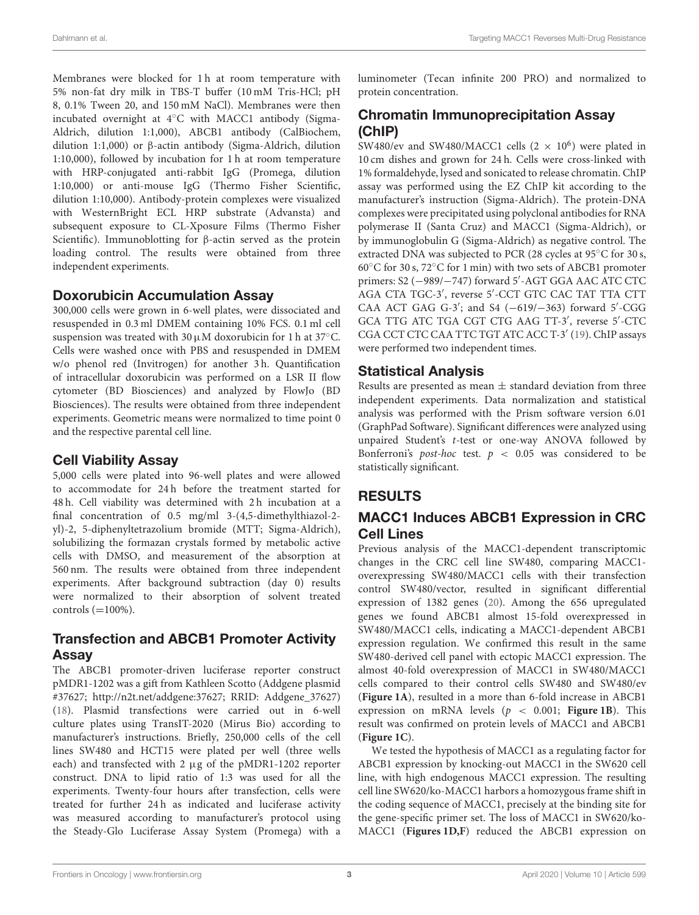Membranes were blocked for 1 h at room temperature with 5% non-fat dry milk in TBS-T buffer (10 mM Tris-HCl; pH 8, 0.1% Tween 20, and 150 mM NaCl). Membranes were then incubated overnight at 4°C with MACC1 antibody (Sigma-Aldrich, dilution 1:1,000), ABCB1 antibody (CalBiochem, dilution 1:1,000) or β-actin antibody (Sigma-Aldrich, dilution 1:10,000), followed by incubation for 1 h at room temperature with HRP-conjugated anti-rabbit IgG (Promega, dilution 1:10,000) or anti-mouse IgG (Thermo Fisher Scientific, dilution 1:10,000). Antibody-protein complexes were visualized with WesternBright ECL HRP substrate (Advansta) and subsequent exposure to CL-Xposure Films (Thermo Fisher Scientific). Immunoblotting for β-actin served as the protein loading control. The results were obtained from three independent experiments.

## Doxorubicin Accumulation Assay

300,000 cells were grown in 6-well plates, were dissociated and resuspended in 0.3 ml DMEM containing 10% FCS. 0.1 ml cell suspension was treated with 30 μM doxorubicin for 1 h at 37°C. Cells were washed once with PBS and resuspended in DMEM w/o phenol red (Invitrogen) for another 3 h. Quantification of intracellular doxorubicin was performed on a LSR II flow cytometer (BD Biosciences) and analyzed by FlowJo (BD Biosciences). The results were obtained from three independent experiments. Geometric means were normalized to time point 0 and the respective parental cell line.

## Cell Viability Assay

5,000 cells were plated into 96-well plates and were allowed to accommodate for 24 h before the treatment started for 48 h. Cell viability was determined with 2 h incubation at a final concentration of 0.5 mg/ml 3-(4,5-dimethylthiazol-2-yl)-2, 5-diphenyltetrazolium bromide (MTT; Sigma-Aldrich), solubilizing the formazan crystals formed by metabolic active cells with DMSO, and measurement of the absorption at 560 nm. The results were obtained from three independent experiments. After background subtraction (day 0) results were normalized to their absorption of solvent treated controls (=100%).

## Transfection and ABCB1 Promoter Activity Assay

The ABCB1 promoter-driven luciferase reporter construct pMDR1-1202 was a gift from Kathleen Scotto (Addgene plasmid #37627; http://n2t.net/addgene:37627; RRID: Addgene_37627) (18). Plasmid transfections were carried out in 6-well culture plates using TransIT-2020 (Mirus Bio) according to manufacturer's instructions. Briefly, 250,000 cells of the cell lines SW480 and HCT15 were plated per well (three wells each) and transfected with 2 μg of the pMDR1-1202 reporter construct. DNA to lipid ratio of 1:3 was used for all the experiments. Twenty-four hours after transfection, cells were treated for further 24 h as indicated and luciferase activity was measured according to manufacturer's protocol using the Steady-Glo Luciferase Assay System (Promega) with a luminometer (Tecan infinite 200 PRO) and normalized to protein concentration.

## Chromatin Immunoprecipitation Assay (ChIP)

SW480/ev and SW480/MACC1 cells ($2 \times 10^6$) were plated in 10 cm dishes and grown for 24 h. Cells were cross-linked with 1% formaldehyde, lysed and sonicated to release chromatin. ChIP assay was performed using the EZ ChIP kit according to the manufacturer's instruction (Sigma-Aldrich). The protein-DNA complexes were precipitated using polyclonal antibodies for RNA polymerase II (Santa Cruz) and MACC1 (Sigma-Aldrich), or by immunoglobulin G (Sigma-Aldrich) as negative control. The extracted DNA was subjected to PCR (28 cycles at 95°C for 30 s, 60°C for 30 s, 72°C for 1 min) with two sets of ABCB1 promoter primers: S2 (−989/−747) forward 5′-AGT GGA AAC ATC CTC AGA CTA TGC-3′, reverse 5′-CCT GTC CAC TAT TTA CTT CAA ACT GAG G-3′; and S4 (−619/−363) forward 5′-CGG GCA TTG ATC TGA CGT CTG AAG TT-3′, reverse 5′-CTC CGA CCT CTC CAA TTC TGT ATC ACC T-3′ (19). ChIP assays were performed two independent times.

## Statistical Analysis

Results are presented as mean ± standard deviation from three independent experiments. Data normalization and statistical analysis was performed with the Prism software version 6.01 (GraphPad Software). Significant differences were analyzed using unpaired Student's *t*-test or one-way ANOVA followed by Bonferroni's *post-hoc* test. $p < 0.05$ was considered to be statistically significant.

# RESULTS

## MACC1 Induces ABCB1 Expression in CRC Cell Lines

Previous analysis of the MACC1-dependent transcriptomic changes in the CRC cell line SW480, comparing MACC1-overexpressing SW480/MACC1 cells with their transfection control SW480/vector, resulted in significant differential expression of 1382 genes (20). Among the 656 upregulated genes we found ABCB1 almost 15-fold overexpressed in SW480/MACC1 cells, indicating a MACC1-dependent ABCB1 expression regulation. We confirmed this result in the same SW480-derived cell panel with ectopic MACC1 expression. The almost 40-fold overexpression of MACC1 in SW480/MACC1 cells compared to their control cells SW480 and SW480/ev (**Figure 1A**), resulted in a more than 6-fold increase in ABCB1 expression on mRNA levels ($p < 0.001$; **Figure 1B**). This result was confirmed on protein levels of MACC1 and ABCB1 (**Figure 1C**).

We tested the hypothesis of MACC1 as a regulating factor for ABCB1 expression by knocking-out MACC1 in the SW620 cell line, with high endogenous MACC1 expression. The resulting cell line SW620/ko-MACC1 harbors a homozygous frame shift in the coding sequence of MACC1, precisely at the binding site for the gene-specific primer set. The loss of MACC1 in SW620/ko-MACC1 (**Figures 1D,F**) reduced the ABCB1 expression on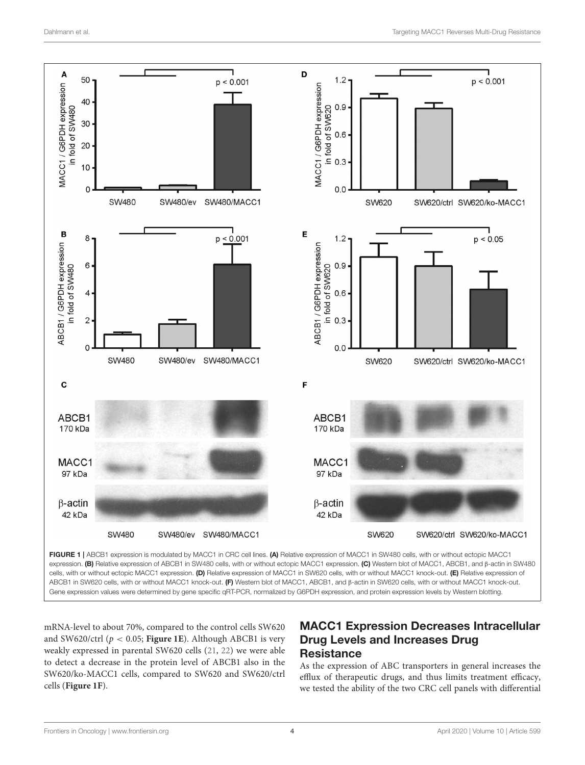**FIGURE 1** | ABCB1 expression is modulated by MACC1 in CRC cell lines. **(A)** Relative expression of MACC1 in SW480 cells, with or without ectopic MACC1 expression. **(B)** Relative expression of ABCB1 in SW480 cells, with or without ectopic MACC1 expression. **(C)** Western blot of MACC1, ABCB1, and β-actin in SW480 cells, with or without ectopic MACC1 expression. **(D)** Relative expression of MACC1 in SW620 cells, with or without MACC1 knock-out. **(E)** Relative expression of ABCB1 in SW620 cells, with or without MACC1 knock-out. **(F)** Western blot of MACC1, ABCB1, and β-actin in SW620 cells, with or without MACC1 knock-out. Gene expression values were determined by gene specific qRT-PCR, normalized by G6PDH expression, and protein expression levels by Western blotting.

mRNA-level to about 70%, compared to the control cells SW620 and SW620/ctrl ($p < 0.05$; **Figure 1E**). Although ABCB1 is very weakly expressed in parental SW620 cells (21, 22) we were able to detect a decrease in the protein level of ABCB1 also in the SW620/ko-MACC1 cells, compared to SW620 and SW620/ctrl cells (**Figure 1F**).

## MACC1 Expression Decreases Intracellular Drug Levels and Increases Drug Resistance

As the expression of ABC transporters in general increases the efflux of therapeutic drugs, and thus limits treatment efficacy, we tested the ability of the two CRC cell panels with differential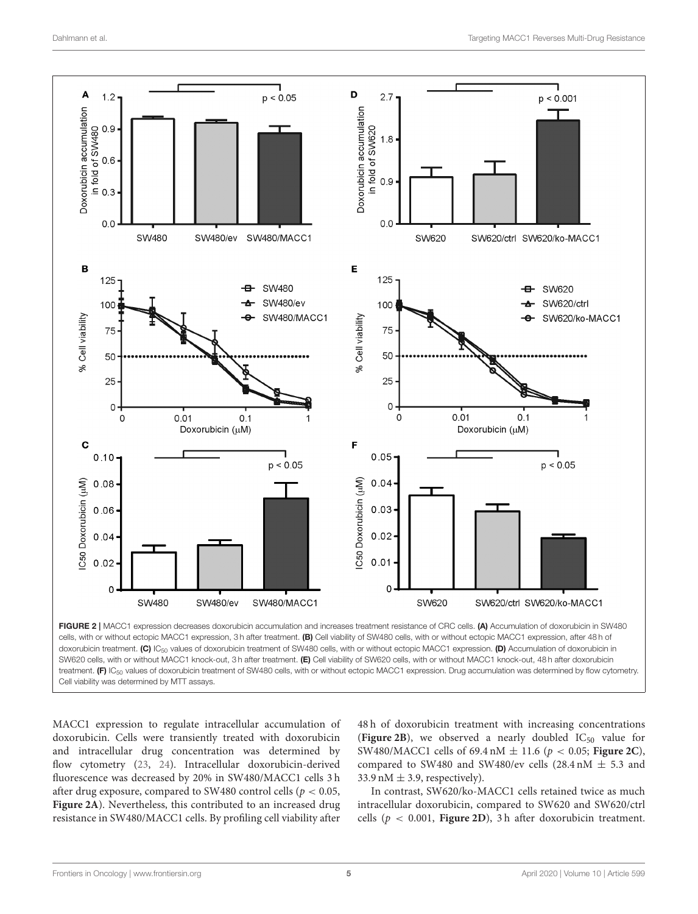FIGURE 2 | MACC1 expression decreases doxorubicin accumulation and increases treatment resistance of CRC cells. **(A)** Accumulation of doxorubicin in SW480 cells, with or without ectopic MACC1 expression, 3 h after treatment. **(B)** Cell viability of SW480 cells, with or without ectopic MACC1 expression, after 48 h of doxorubicin treatment. **(C)** $IC_{50}$ values of doxorubicin treatment of SW480 cells, with or without ectopic MACC1 expression. **(D)** Accumulation of doxorubicin in SW620 cells, with or without MACC1 knock-out, 3 h after treatment. **(E)** Cell viability of SW620 cells, with or without MACC1 knock-out, 48 h after doxorubicin treatment. **(F)** $IC_{50}$ values of doxorubicin treatment of SW480 cells, with or without ectopic MACC1 expression. Drug accumulation was determined by flow cytometry. Cell viability was determined by MTT assays.

MACC1 expression to regulate intracellular accumulation of doxorubicin. Cells were transiently treated with doxorubicin and intracellular drug concentration was determined by flow cytometry (23, 24). Intracellular doxorubicin-derived fluorescence was decreased by 20% in SW480/MACC1 cells 3 h after drug exposure, compared to SW480 control cells ($p < 0.05$, **Figure 2A**). Nevertheless, this contributed to an increased drug resistance in SW480/MACC1 cells. By profiling cell viability after 48 h of doxorubicin treatment with increasing concentrations (**Figure 2B**), we observed a nearly doubled $IC_{50}$ value for SW480/MACC1 cells of 69.4 nM $\pm$ 11.6 ($p < 0.05$; **Figure 2C**), compared to SW480 and SW480/ev cells (28.4 nM $\pm$ 5.3 and 33.9 nM $\pm$ 3.9, respectively).

In contrast, SW620/ko-MACC1 cells retained twice as much intracellular doxorubicin, compared to SW620 and SW620/ctrl cells ($p < 0.001$, **Figure 2D**), 3 h after doxorubicin treatment.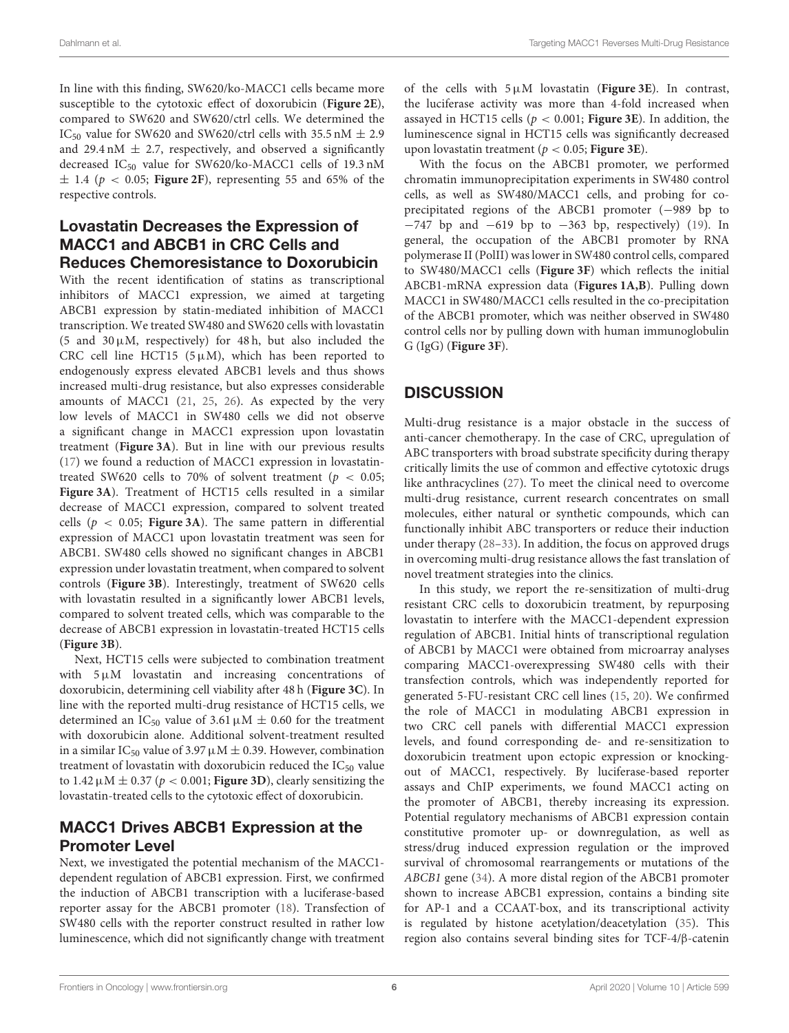In line with this finding, SW620/ko-MACC1 cells became more susceptible to the cytotoxic effect of doxorubicin (**Figure 2E**), compared to SW620 and SW620/ctrl cells. We determined the $IC_{50}$ value for SW620 and SW620/ctrl cells with 35.5 nM ± 2.9 and 29.4 nM ± 2.7, respectively, and observed a significantly decreased $IC_{50}$ value for SW620/ko-MACC1 cells of 19.3 nM ± 1.4 ($p < 0.05$; **Figure 2F**), representing 55 and 65% of the respective controls.

## Lovastatin Decreases the Expression of MACC1 and ABCB1 in CRC Cells and Reduces Chemoresistance to Doxorubicin

With the recent identification of statins as transcriptional inhibitors of MACC1 expression, we aimed at targeting ABCB1 expression by statin-mediated inhibition of MACC1 transcription. We treated SW480 and SW620 cells with lovastatin (5 and 30 µM, respectively) for 48 h, but also included the CRC cell line HCT15 (5 µM), which has been reported to endogenously express elevated ABCB1 levels and thus shows increased multi-drug resistance, but also expresses considerable amounts of MACC1 (21, 25, 26). As expected by the very low levels of MACC1 in SW480 cells we did not observe a significant change in MACC1 expression upon lovastatin treatment (**Figure 3A**). But in line with our previous results (17) we found a reduction of MACC1 expression in lovastatin-treated SW620 cells to 70% of solvent treatment ($p < 0.05$; **Figure 3A**). Treatment of HCT15 cells resulted in a similar decrease of MACC1 expression, compared to solvent treated cells ($p < 0.05$; **Figure 3A**). The same pattern in differential expression of MACC1 upon lovastatin treatment was seen for ABCB1. SW480 cells showed no significant changes in ABCB1 expression under lovastatin treatment, when compared to solvent controls (**Figure 3B**). Interestingly, treatment of SW620 cells with lovastatin resulted in a significantly lower ABCB1 levels, compared to solvent treated cells, which was comparable to the decrease of ABCB1 expression in lovastatin-treated HCT15 cells (**Figure 3B**).

Next, HCT15 cells were subjected to combination treatment with 5 µM lovastatin and increasing concentrations of doxorubicin, determining cell viability after 48 h (**Figure 3C**). In line with the reported multi-drug resistance of HCT15 cells, we determined an $IC_{50}$ value of 3.61 µM ± 0.60 for the treatment with doxorubicin alone. Additional solvent-treatment resulted in a similar $IC_{50}$ value of 3.97 µM ± 0.39. However, combination treatment of lovastatin with doxorubicin reduced the $IC_{50}$ value to 1.42 µM ± 0.37 ($p < 0.001$; **Figure 3D**), clearly sensitizing the lovastatin-treated cells to the cytotoxic effect of doxorubicin.

## MACC1 Drives ABCB1 Expression at the Promoter Level

Next, we investigated the potential mechanism of the MACC1-dependent regulation of ABCB1 expression. First, we confirmed the induction of ABCB1 transcription with a luciferase-based reporter assay for the ABCB1 promoter (18). Transfection of SW480 cells with the reporter construct resulted in rather low luminescence, which did not significantly change with treatment of the cells with 5 µM lovastatin (**Figure 3E**). In contrast, the luciferase activity was more than 4-fold increased when assayed in HCT15 cells ($p < 0.001$; **Figure 3E**). In addition, the luminescence signal in HCT15 cells was significantly decreased upon lovastatin treatment ($p < 0.05$; **Figure 3E**).

With the focus on the ABCB1 promoter, we performed chromatin immunoprecipitation experiments in SW480 control cells, as well as SW480/MACC1 cells, and probing for co-precipitated regions of the ABCB1 promoter (−989 bp to −747 bp and −619 bp to −363 bp, respectively) (19). In general, the occupation of the ABCB1 promoter by RNA polymerase II (PolII) was lower in SW480 control cells, compared to SW480/MACC1 cells (**Figure 3F**) which reflects the initial ABCB1-mRNA expression data (**Figures 1A,B**). Pulling down MACC1 in SW480/MACC1 cells resulted in the co-precipitation of the ABCB1 promoter, which was neither observed in SW480 control cells nor by pulling down with human immunoglobulin G (IgG) (**Figure 3F**).

# DISCUSSION

Multi-drug resistance is a major obstacle in the success of anti-cancer chemotherapy. In the case of CRC, upregulation of ABC transporters with broad substrate specificity during therapy critically limits the use of common and effective cytotoxic drugs like anthracyclines (27). To meet the clinical need to overcome multi-drug resistance, current research concentrates on small molecules, either natural or synthetic compounds, which can functionally inhibit ABC transporters or reduce their induction under therapy (28–33). In addition, the focus on approved drugs in overcoming multi-drug resistance allows the fast translation of novel treatment strategies into the clinics.

In this study, we report the re-sensitization of multi-drug resistant CRC cells to doxorubicin treatment, by repurposing lovastatin to interfere with the MACC1-dependent expression regulation of ABCB1. Initial hints of transcriptional regulation of ABCB1 by MACC1 were obtained from microarray analyses comparing MACC1-overexpressing SW480 cells with their transfection controls, which was independently reported for generated 5-FU-resistant CRC cell lines (15, 20). We confirmed the role of MACC1 in modulating ABCB1 expression in two CRC cell panels with differential MACC1 expression levels, and found corresponding de- and re-sensitization to doxorubicin treatment upon ectopic expression or knocking-out of MACC1, respectively. By luciferase-based reporter assays and ChIP experiments, we found MACC1 acting on the promoter of ABCB1, thereby increasing its expression. Potential regulatory mechanisms of ABCB1 expression contain constitutive promoter up- or downregulation, as well as stress/drug induced expression regulation or the improved survival of chromosomal rearrangements or mutations of the *ABCB1* gene (34). A more distal region of the ABCB1 promoter shown to increase ABCB1 expression, contains a binding site for AP-1 and a CCAAT-box, and its transcriptional activity is regulated by histone acetylation/deacetylation (35). This region also contains several binding sites for TCF-4/β-catenin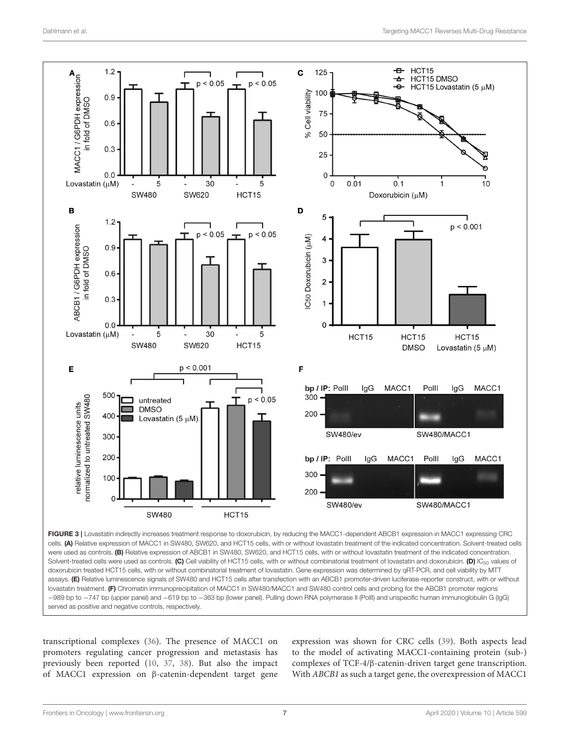FIGURE 3 | Lovastatin indirectly increases treatment response to doxorubicin, by reducing the MACC1-dependent ABCB1 expression in MACC1 expressing CRC cells. **(A)** Relative expression of MACC1 in SW480, SW620, and HCT15 cells, with or without lovastatin treatment of the indicated concentration. Solvent-treated cells were used as controls. **(B)** Relative expression of ABCB1 in SW480, SW620, and HCT15 cells, with or without lovastatin treatment of the indicated concentration. Solvent-treated cells were used as controls. **(C)** Cell viability of HCT15 cells, with or without combinatorial treatment of lovastatin and doxorubicin. **(D)** $IC_{50}$ values of doxorubicin treated HCT15 cells, with or without combinatorial treatment of lovastatin. Gene expression was determined by qRT-PCR, and cell viability by MTT assays. **(E)** Relative luminescence signals of SW480 and HCT15 cells after transfection with an ABCB1 promoter-driven luciferase-reporter construct, with or without lovastatin treatment. **(F)** Chromatin immunoprecipitation of MACC1 in SW480/MACC1 and SW480 control cells and probing for the ABCB1 promoter regions −989 bp to −747 bp (upper panel) and −619 bp to −363 bp (lower panel). Pulling down RNA polymerase II (PolII) and unspecific human immunoglobulin G (IgG) served as positive and negative controls, respectively.

transcriptional complexes (36). The presence of MACC1 on promoters regulating cancer progression and metastasis has previously been reported (10, 37, 38). But also the impact of MACC1 expression on β-catenin-dependent target gene expression was shown for CRC cells (39). Both aspects lead to the model of activating MACC1-containing protein (sub-) complexes of TCF-4/β-catenin-driven target gene transcription. With *ABCB1* as such a target gene, the overexpression of MACC1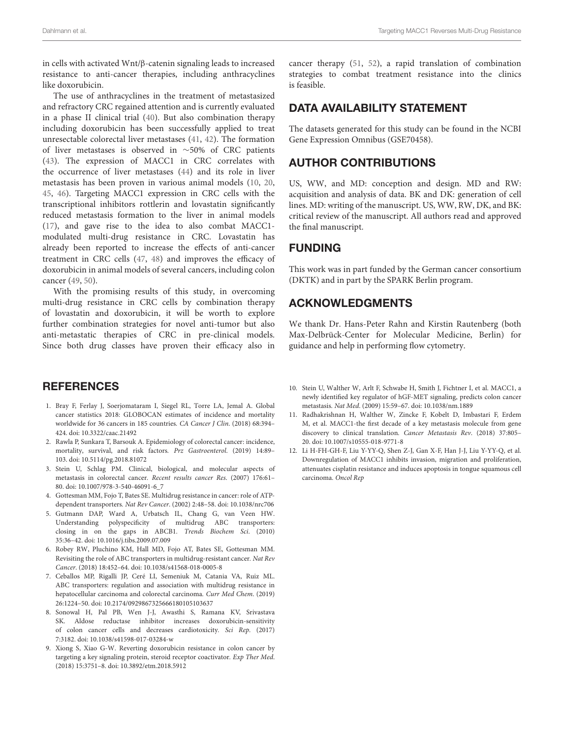in cells with activated Wnt/β-catenin signaling leads to increased resistance to anti-cancer therapies, including anthracyclines like doxorubicin.

The use of anthracyclines in the treatment of metastasized and refractory CRC regained attention and is currently evaluated in a phase II clinical trial (40). But also combination therapy including doxorubicin has been successfully applied to treat unresectable colorectal liver metastases (41, 42). The formation of liver metastases is observed in ∼50% of CRC patients (43). The expression of MACC1 in CRC correlates with the occurrence of liver metastases (44) and its role in liver metastasis has been proven in various animal models (10, 20, 45, 46). Targeting MACC1 expression in CRC cells with the transcriptional inhibitors rottlerin and lovastatin significantly reduced metastasis formation to the liver in animal models (17), and gave rise to the idea to also combat MACC1-modulated multi-drug resistance in CRC. Lovastatin has already been reported to increase the effects of anti-cancer treatment in CRC cells (47, 48) and improves the efficacy of doxorubicin in animal models of several cancers, including colon cancer (49, 50).

With the promising results of this study, in overcoming multi-drug resistance in CRC cells by combination therapy of lovastatin and doxorubicin, it will be worth to explore further combination strategies for novel anti-tumor but also anti-metastatic therapies of CRC in pre-clinical models. Since both drug classes have proven their efficacy also in cancer therapy (51, 52), a rapid translation of combination strategies to combat treatment resistance into the clinics is feasible.

## DATA AVAILABILITY STATEMENT

The datasets generated for this study can be found in the NCBI Gene Expression Omnibus (GSE70458).

## AUTHOR CONTRIBUTIONS

US, WW, and MD: conception and design. MD and RW: acquisition and analysis of data. BK and DK: generation of cell lines. MD: writing of the manuscript. US, WW, RW, DK, and BK: critical review of the manuscript. All authors read and approved the final manuscript.

## FUNDING

This work was in part funded by the German cancer consortium (DKTK) and in part by the SPARK Berlin program.

## ACKNOWLEDGMENTS

We thank Dr. Hans-Peter Rahn and Kirstin Rautenberg (both Max-Delbrück-Center for Molecular Medicine, Berlin) for guidance and help in performing flow cytometry.

## REFERENCES

1. Bray F, Ferlay J, Soerjomataram I, Siegel RL, Torre LA, Jemal A. Global cancer statistics 2018: GLOBOCAN estimates of incidence and mortality worldwide for 36 cancers in 185 countries. *CA Cancer J Clin*. (2018) 68:394–424. doi: 10.3322/caac.21492
2. Rawla P, Sunkara T, Barsouk A. Epidemiology of colorectal cancer: incidence, mortality, survival, and risk factors. *Prz Gastroenterol*. (2019) 14:89–103. doi: 10.5114/pg.2018.81072
3. Stein U, Schlag PM. Clinical, biological, and molecular aspects of metastasis in colorectal cancer. *Recent results cancer Res*. (2007) 176:61–80. doi: 10.1007/978-3-540-46091-6_7
4. Gottesman MM, Fojo T, Bates SE. Multidrug resistance in cancer: role of ATP-dependent transporters. *Nat Rev Cancer*. (2002) 2:48–58. doi: 10.1038/nrc706
5. Gutmann DAP, Ward A, Urbatsch IL, Chang G, van Veen HW. Understanding polyspecificity of multidrug ABC transporters: closing in on the gaps in ABCB1. *Trends Biochem Sci*. (2010) 35:36–42. doi: 10.1016/j.tibs.2009.07.009
6. Robey RW, Pluchino KM, Hall MD, Fojo AT, Bates SE, Gottesman MM. Revisiting the role of ABC transporters in multidrug-resistant cancer. *Nat Rev Cancer*. (2018) 18:452–64. doi: 10.1038/s41568-018-0005-8
7. Ceballos MP, Rigalli JP, Ceré LI, Semeniuk M, Catania VA, Ruiz ML. ABC transporters: regulation and association with multidrug resistance in hepatocellular carcinoma and colorectal carcinoma. *Curr Med Chem*. (2019) 26:1224–50. doi: 10.2174/0929867325666180105103637
8. Sonowal H, Pal PB, Wen J-J, Awasthi S, Ramana KV, Srivastava SK. Aldose reductase inhibitor increases doxorubicin-sensitivity of colon cancer cells and decreases cardiotoxicity. *Sci Rep*. (2017) 7:3182. doi: 10.1038/s41598-017-03284-w
9. Xiong S, Xiao G-W. Reverting doxorubicin resistance in colon cancer by targeting a key signaling protein, steroid receptor coactivator. *Exp Ther Med*. (2018) 15:3751–8. doi: 10.3892/etm.2018.5912
10. Stein U, Walther W, Arlt F, Schwabe H, Smith J, Fichtner I, et al. MACC1, a newly identified key regulator of hGF-MET signaling, predicts colon cancer metastasis. *Nat Med*. (2009) 15:59–67. doi: 10.1038/nm.1889
11. Radhakrishnan H, Walther W, Zincke F, Kobelt D, Imbastari F, Erdem M, et al. MACC1-the first decade of a key metastasis molecule from gene discovery to clinical translation. *Cancer Metastasis Rev*. (2018) 37:805–20. doi: 10.1007/s10555-018-9771-8
12. Li H-FH-GH-F, Liu Y-YY-Q, Shen Z-J, Gan X-F, Han J-J, Liu Y-YY-Q, et al. Downregulation of MACC1 inhibits invasion, migration and proliferation, attenuates cisplatin resistance and induces apoptosis in tongue squamous cell carcinoma. *Oncol Rep*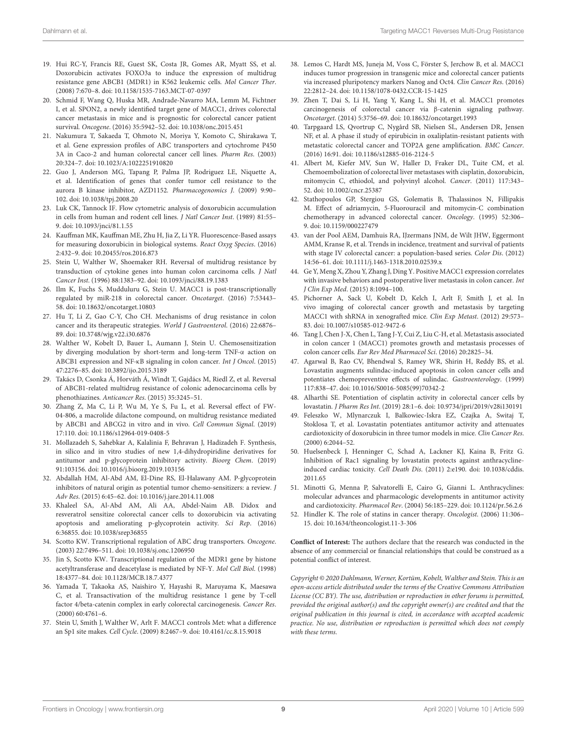19. Hui RC-Y, Francis RE, Guest SK, Costa JR, Gomes AR, Myatt SS, et al. Doxorubicin activates FOXO3a to induce the expression of multidrug resistance gene ABCB1 (MDR1) in K562 leukemic cells. *Mol Cancer Ther*. (2008) 7:670–8. doi: 10.1158/1535-7163.MCT-07-0397
20. Schmid F, Wang Q, Huska MR, Andrade-Navarro MA, Lemm M, Fichtner I, et al. SPON2, a newly identified target gene of MACC1, drives colorectal cancer metastasis in mice and is prognostic for colorectal cancer patient survival. *Oncogene*. (2016) 35:5942–52. doi: 10.1038/onc.2015.451
21. Nakumura T, Sakaeda T, Ohmoto N, Moriya Y, Komoto C, Shirakawa T, et al. Gene expression profiles of ABC transporters and cytochrome P450 3A in Caco-2 and human colorectal cancer cell lines. *Pharm Res*. (2003) 20:324–7. doi: 10.1023/A:1022251910820
22. Guo J, Anderson MG, Tapang P, Palma JP, Rodriguez LE, Niquette A, et al. Identification of genes that confer tumor cell resistance to the aurora B kinase inhibitor, AZD1152. *Pharmacogenomics J*. (2009) 9:90–102. doi: 10.1038/tpj.2008.20
23. Luk CK, Tannock IF. Flow cytometric analysis of doxorubicin accumulation in cells from human and rodent cell lines. *J Natl Cancer Inst*. (1989) 81:55–9. doi: 10.1093/jnci/81.1.55
24. Kauffman MK, Kauffman ME, Zhu H, Jia Z, Li YR. Fluorescence-Based assays for measuring doxorubicin in biological systems. *React Oxyg Species*. (2016) 2:432–9. doi: 10.20455/ros.2016.873
25. Stein U, Walther W, Shoemaker RH. Reversal of multidrug resistance by transduction of cytokine genes into human colon carcinoma cells. *J Natl Cancer Inst*. (1996) 88:1383–92. doi: 10.1093/jnci/88.19.1383
26. Ilm K, Fuchs S, Mudduluru G, Stein U. MACC1 is post-transcriptionally regulated by miR-218 in colorectal cancer. *Oncotarget*. (2016) 7:53443–58. doi: 10.18632/oncotarget.10803
27. Hu T, Li Z, Gao C-Y, Cho CH. Mechanisms of drug resistance in colon cancer and its therapeutic strategies. *World J Gastroenterol*. (2016) 22:6876–89. doi: 10.3748/wjg.v22.i30.6876
28. Walther W, Kobelt D, Bauer L, Aumann J, Stein U. Chemosensitization by diverging modulation by short-term and long-term TNF-α action on ABCB1 expression and NF-κB signaling in colon cancer. *Int J Oncol*. (2015) 47:2276–85. doi: 10.3892/ijo.2015.3189
29. Takács D, Csonka Á, Horváth Á, Windt T, Gajdács M, Riedl Z, et al. Reversal of ABCB1-related multidrug resistance of colonic adenocarcinoma cells by phenothiazines. *Anticancer Res*. (2015) 35:3245–51.
30. Zhang Z, Ma C, Li P, Wu M, Ye S, Fu L, et al. Reversal effect of FW-04-806, a macrolide dilactone compound, on multidrug resistance mediated by ABCB1 and ABCG2 in vitro and in vivo. *Cell Commun Signal*. (2019) 17:110. doi: 10.1186/s12964-019-0408-5
31. Mollazadeh S, Sahebkar A, Kalalinia F, Behravan J, Hadizadeh F. Synthesis, in silico and in vitro studies of new 1,4-dihydropiridine derivatives for antitumor and p-glycoprotein inhibitory activity. *Bioorg Chem*. (2019) 91:103156. doi: 10.1016/j.bioorg.2019.103156
32. Abdallah HM, Al-Abd AM, El-Dine RS, El-Halawany AM. P-glycoprotein inhibitors of natural origin as potential tumor chemo-sensitizers: a review. *J Adv Res*. (2015) 6:45–62. doi: 10.1016/j.jare.2014.11.008
33. Khaleel SA, Al-Abd AM, Ali AA, Abdel-Naim AB. Didox and resveratrol sensitize colorectal cancer cells to doxorubicin via activating apoptosis and ameliorating p-glycoprotein activity. *Sci Rep*. (2016) 6:36855. doi: 10.1038/srep36855
34. Scotto KW. Transcriptional regulation of ABC drug transporters. *Oncogene*. (2003) 22:7496–511. doi: 10.1038/sj.onc.1206950
35. Jin S, Scotto KW. Transcriptional regulation of the MDR1 gene by histone acetyltransferase and deacetylase is mediated by NF-Y. *Mol Cell Biol*. (1998) 18:4377–84. doi: 10.1128/MCB.18.7.4377
36. Yamada T, Takaoka AS, Naishiro Y, Hayashi R, Maruyama K, Maesawa C, et al. Transactivation of the multidrug resistance 1 gene by T-cell factor 4/beta-catenin complex in early colorectal carcinogenesis. *Cancer Res*. (2000) 60:4761–6.
37. Stein U, Smith J, Walther W, Arlt F. MACC1 controls Met: what a difference an Sp1 site makes. *Cell Cycle*. (2009) 8:2467–9. doi: 10.4161/cc.8.15.9018
38. Lemos C, Hardt MS, Juneja M, Voss C, Förster S, Jerchow B, et al. MACC1 induces tumor progression in transgenic mice and colorectal cancer patients via increased pluripotency markers Nanog and Oct4. *Clin Cancer Res*. (2016) 22:2812–24. doi: 10.1158/1078-0432.CCR-15-1425
39. Zhen T, Dai S, Li H, Yang Y, Kang L, Shi H, et al. MACC1 promotes carcinogenesis of colorectal cancer via β-catenin signaling pathway. *Oncotarget*. (2014) 5:3756–69. doi: 10.18632/oncotarget.1993
40. Tarpgaard LS, Qvortrup C, Nygård SB, Nielsen SL, Andersen DR, Jensen NF, et al. A phase II study of epirubicin in oxaliplatin-resistant patients with metastatic colorectal cancer and TOP2A gene amplification. *BMC Cancer*. (2016) 16:91. doi: 10.1186/s12885-016-2124-5
41. Albert M, Kiefer MV, Sun W, Haller D, Fraker DL, Tuite CM, et al. Chemoembolization of colorectal liver metastases with cisplatin, doxorubicin, mitomycin C, ethiodol, and polyvinyl alcohol. *Cancer*. (2011) 117:343–52. doi: 10.1002/cncr.25387
42. Stathopoulos GP, Stergiou GS, Golematis B, Thalassinos N, Fillipakis M. Effect of adriamycin, 5-Fluorouracil and mitomycin-C combination chemotherapy in advanced colorectal cancer. *Oncology*. (1995) 52:306–9. doi: 10.1159/000227479
43. van der Pool AEM, Damhuis RA, IJzermans JNM, de Wilt JHW, Eggermont AMM, Kranse R, et al. Trends in incidence, treatment and survival of patients with stage IV colorectal cancer: a population-based series. *Color Dis*. (2012) 14:56–61. doi: 10.1111/j.1463-1318.2010.02539.x
44. Ge Y, Meng X, Zhou Y, Zhang J, Ding Y. Positive MACC1 expression correlates with invasive behaviors and postoperative liver metastasis in colon cancer. *Int J Clin Exp Med*. (2015) 8:1094–100.
45. Pichorner A, Sack U, Kobelt D, Kelch I, Arlt F, Smith J, et al. In vivo imaging of colorectal cancer growth and metastasis by targeting MACC1 with shRNA in xenografted mice. *Clin Exp Metast*. (2012) 29:573–83. doi: 10.1007/s10585-012-9472-6
46. Tang J, Chen J-X, Chen L, Tang J-Y, Cui Z, Liu C-H, et al. Metastasis associated in colon cancer 1 (MACC1) promotes growth and metastasis processes of colon cancer cells. *Eur Rev Med Pharmacol Sci*. (2016) 20:2825–34.
47. Agarwal B, Rao CV, Bhendwal S, Ramey WR, Shirin H, Reddy BS, et al. Lovastatin augments sulindac-induced apoptosis in colon cancer cells and potentiates chemopreventive effects of sulindac. *Gastroenterology*. (1999) 117:838–47. doi: 10.1016/S0016-5085(99)70342-2
48. Alharthi SE. Potentiation of cisplatin activity in colorectal cancer cells by lovastatin. *J Pharm Res Int*. (2019) 28:1–6. doi: 10.9734/jpri/2019/v28i130191
49. Feleszko W, Mlynarczuk I, Balkowiec-Iskra EZ, Czajka A, Switaj T, Stoklosa T, et al. Lovastatin potentiates antitumor activity and attenuates cardiotoxicity of doxorubicin in three tumor models in mice. *Clin Cancer Res*. (2000) 6:2044–52.
50. Huelsenbeck J, Henninger C, Schad A, Lackner KJ, Kaina B, Fritz G. Inhibition of Rac1 signaling by lovastatin protects against anthracycline-induced cardiac toxicity. *Cell Death Dis*. (2011) 2:e190. doi: 10.1038/cddis.2011.65
51. Minotti G, Menna P, Salvatorelli E, Cairo G, Gianni L. Anthracyclines: molecular advances and pharmacologic developments in antitumor activity and cardiotoxicity. *Pharmacol Rev*. (2004) 56:185–229. doi: 10.1124/pr.56.2.6
52. Hindler K. The role of statins in cancer therapy. *Oncologist*. (2006) 11:306–15. doi: 10.1634/theoncologist.11-3-306

**Conflict of Interest:** The authors declare that the research was conducted in the absence of any commercial or financial relationships that could be construed as a potential conflict of interest.

*Copyright © 2020 Dahlmann, Werner, Kortüm, Kobelt, Walther and Stein. This is an open-access article distributed under the terms of the Creative Commons Attribution License (CC BY). The use, distribution or reproduction in other forums is permitted, provided the original author(s) and the copyright owner(s) are credited and that the original publication in this journal is cited, in accordance with accepted academic practice. No use, distribution or reproduction is permitted which does not comply with these terms.*